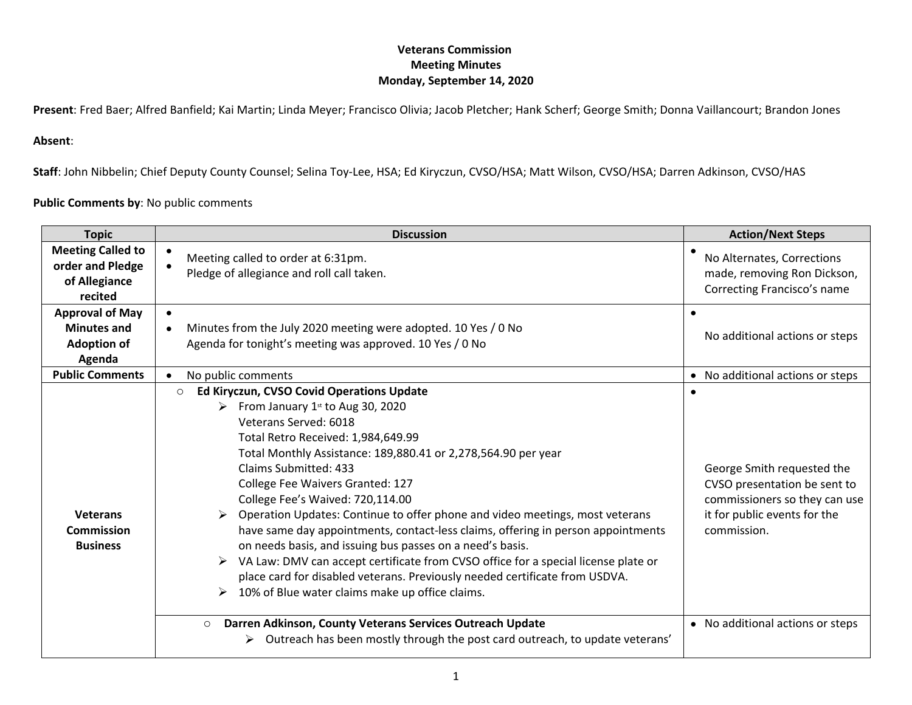**Veterans Commission**
**Meeting Minutes**
**Monday, September 14, 2020**

**Present**: Fred Baer; Alfred Banfield; Kai Martin; Linda Meyer; Francisco Olivia; Jacob Pletcher; Hank Scherf; George Smith; Donna Vaillancourt; Brandon Jones

**Absent**:

**Staff**: John Nibbelin; Chief Deputy County Counsel; Selina Toy-Lee, HSA; Ed Kiryczun, CVSO/HSA; Matt Wilson, CVSO/HSA; Darren Adkinson, CVSO/HAS

**Public Comments by**: No public comments

| Topic | Discussion | Action/Next Steps |
|---|---|---|
| **Meeting Called to order and Pledge of Allegiance recited** | • Meeting called to order at 6:31pm.<br>• Pledge of allegiance and roll call taken. | • No Alternates, Corrections made, removing Ron Dickson, Correcting Francisco's name |
| **Approval of May Minutes and Adoption of Agenda** | •<br>• Minutes from the July 2020 meeting were adopted. 10 Yes / 0 No<br>Agenda for tonight's meeting was approved. 10 Yes / 0 No | •<br>No additional actions or steps |
| **Public Comments** | • No public comments | • No additional actions or steps |
| **Veterans Commission Business** | ○ **Ed Kiryczun, CVSO Covid Operations Update**<br>➢ From January 1st to Aug 30, 2020<br>Veterans Served: 6018<br>Total Retro Received: 1,984,649.99<br>Total Monthly Assistance: 189,880.41 or 2,278,564.90 per year<br>Claims Submitted: 433<br>College Fee Waivers Granted: 127<br>College Fee's Waived: 720,114.00<br>➢ Operation Updates: Continue to offer phone and video meetings, most veterans have same day appointments, contact-less claims, offering in person appointments on needs basis, and issuing bus passes on a need's basis.<br>➢ VA Law: DMV can accept certificate from CVSO office for a special license plate or place card for disabled veterans. Previously needed certificate from USDVA.<br>➢ 10% of Blue water claims make up office claims. | •<br>George Smith requested the CVSO presentation be sent to commissioners so they can use it for public events for the commission. |
| | ○ **Darren Adkinson, County Veterans Services Outreach Update**<br>➢ Outreach has been mostly through the post card outreach, to update veterans' | • No additional actions or steps |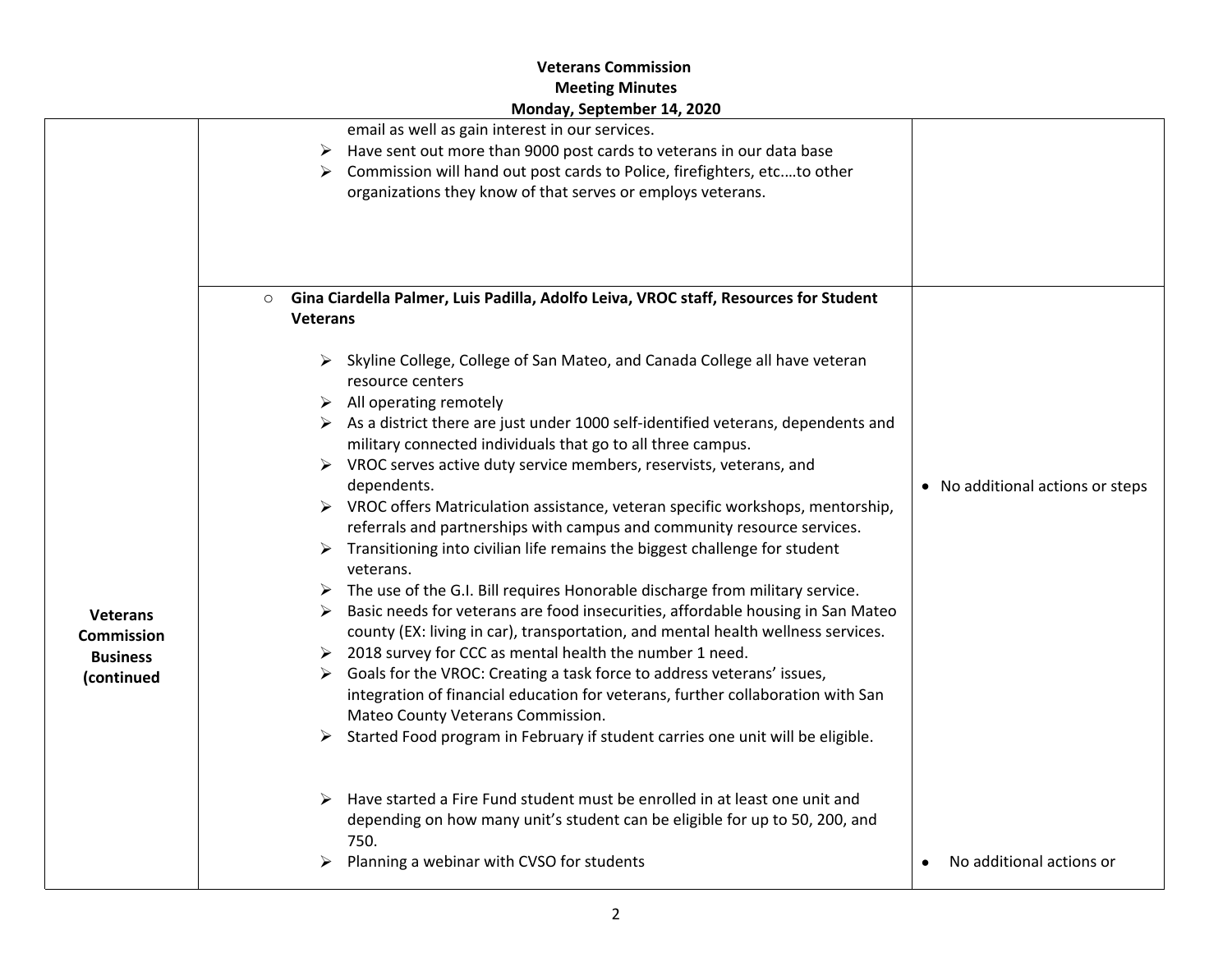**Veterans Commission**
**Meeting Minutes**
**Monday, September 14, 2020**

| | | |
|---|---|---|
| | email as well as gain interest in our services.<br>➢ Have sent out more than 9000 post cards to veterans in our data base<br>➢ Commission will hand out post cards to Police, firefighters, etc.…to other organizations they know of that serves or employs veterans. | |
| **Veterans Commission Business (continued** | ○ **Gina Ciardella Palmer, Luis Padilla, Adolfo Leiva, VROC staff, Resources for Student Veterans**<br><br>➢ Skyline College, College of San Mateo, and Canada College all have veteran resource centers<br>➢ All operating remotely<br>➢ As a district there are just under 1000 self-identified veterans, dependents and military connected individuals that go to all three campus.<br>➢ VROC serves active duty service members, reservists, veterans, and dependents.<br>➢ VROC offers Matriculation assistance, veteran specific workshops, mentorship, referrals and partnerships with campus and community resource services.<br>➢ Transitioning into civilian life remains the biggest challenge for student veterans.<br>➢ The use of the G.I. Bill requires Honorable discharge from military service.<br>➢ Basic needs for veterans are food insecurities, affordable housing in San Mateo county (EX: living in car), transportation, and mental health wellness services.<br>➢ 2018 survey for CCC as mental health the number 1 need.<br>➢ Goals for the VROC: Creating a task force to address veterans' issues, integration of financial education for veterans, further collaboration with San Mateo County Veterans Commission.<br>➢ Started Food program in February if student carries one unit will be eligible.<br><br>➢ Have started a Fire Fund student must be enrolled in at least one unit and depending on how many unit's student can be eligible for up to 50, 200, and 750.<br>➢ Planning a webinar with CVSO for students | • No additional actions or steps<br><br>• No additional actions or |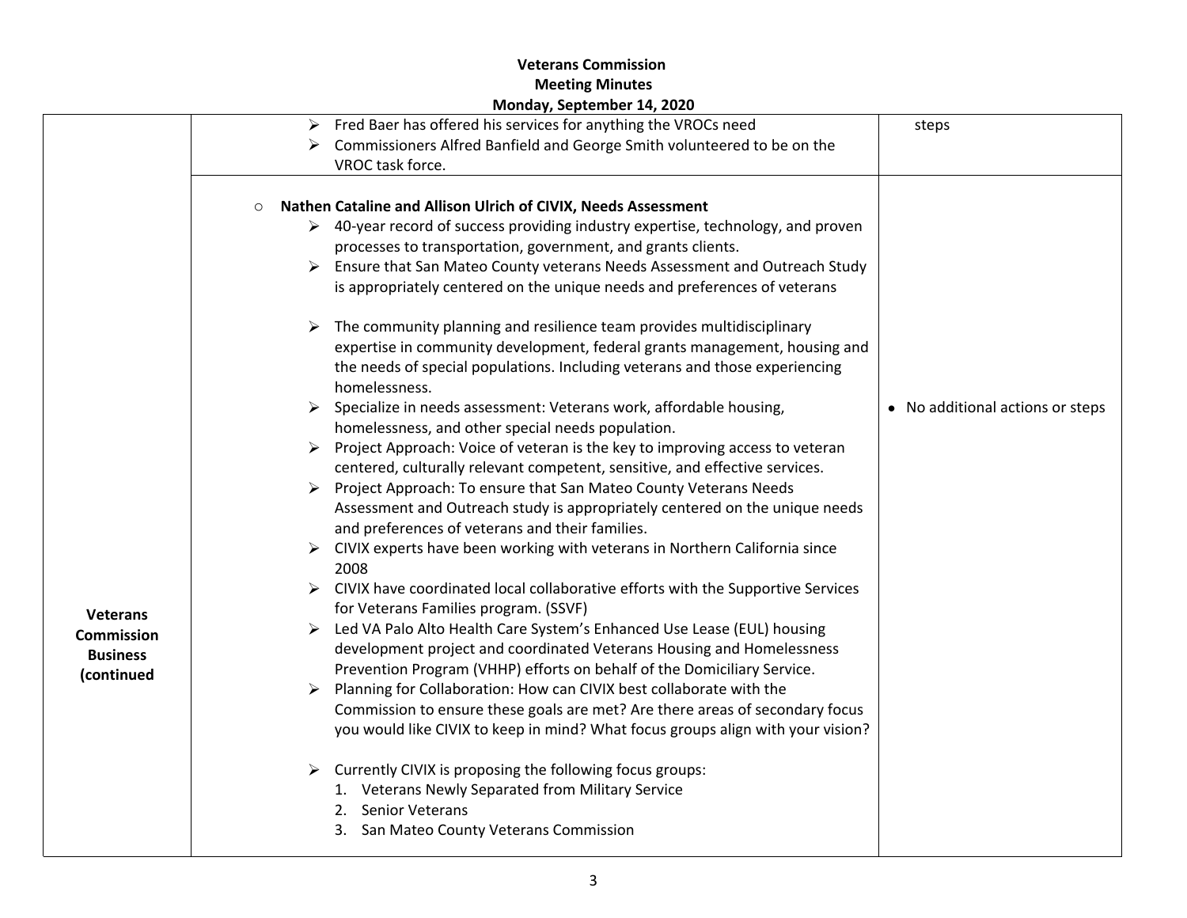**Veterans Commission**
**Meeting Minutes**
**Monday, September 14, 2020**

| | | |
|---|---|---|
| | ➢ Fred Baer has offered his services for anything the VROCs need<br>➢ Commissioners Alfred Banfield and George Smith volunteered to be on the VROC task force. | steps |
| **Veterans Commission Business (continued** | ○ **Nathen Cataline and Allison Ulrich of CIVIX, Needs Assessment**<br>➢ 40-year record of success providing industry expertise, technology, and proven processes to transportation, government, and grants clients.<br>➢ Ensure that San Mateo County veterans Needs Assessment and Outreach Study is appropriately centered on the unique needs and preferences of veterans<br>➢ The community planning and resilience team provides multidisciplinary expertise in community development, federal grants management, housing and the needs of special populations. Including veterans and those experiencing homelessness.<br>➢ Specialize in needs assessment: Veterans work, affordable housing, homelessness, and other special needs population.<br>➢ Project Approach: Voice of veteran is the key to improving access to veteran centered, culturally relevant competent, sensitive, and effective services.<br>➢ Project Approach: To ensure that San Mateo County Veterans Needs Assessment and Outreach study is appropriately centered on the unique needs and preferences of veterans and their families.<br>➢ CIVIX experts have been working with veterans in Northern California since 2008<br>➢ CIVIX have coordinated local collaborative efforts with the Supportive Services for Veterans Families program. (SSVF)<br>➢ Led VA Palo Alto Health Care System's Enhanced Use Lease (EUL) housing development project and coordinated Veterans Housing and Homelessness Prevention Program (VHHP) efforts on behalf of the Domiciliary Service.<br>➢ Planning for Collaboration: How can CIVIX best collaborate with the Commission to ensure these goals are met? Are there areas of secondary focus you would like CIVIX to keep in mind? What focus groups align with your vision?<br>➢ Currently CIVIX is proposing the following focus groups:<br>1. Veterans Newly Separated from Military Service<br>2. Senior Veterans<br>3. San Mateo County Veterans Commission | • No additional actions or steps |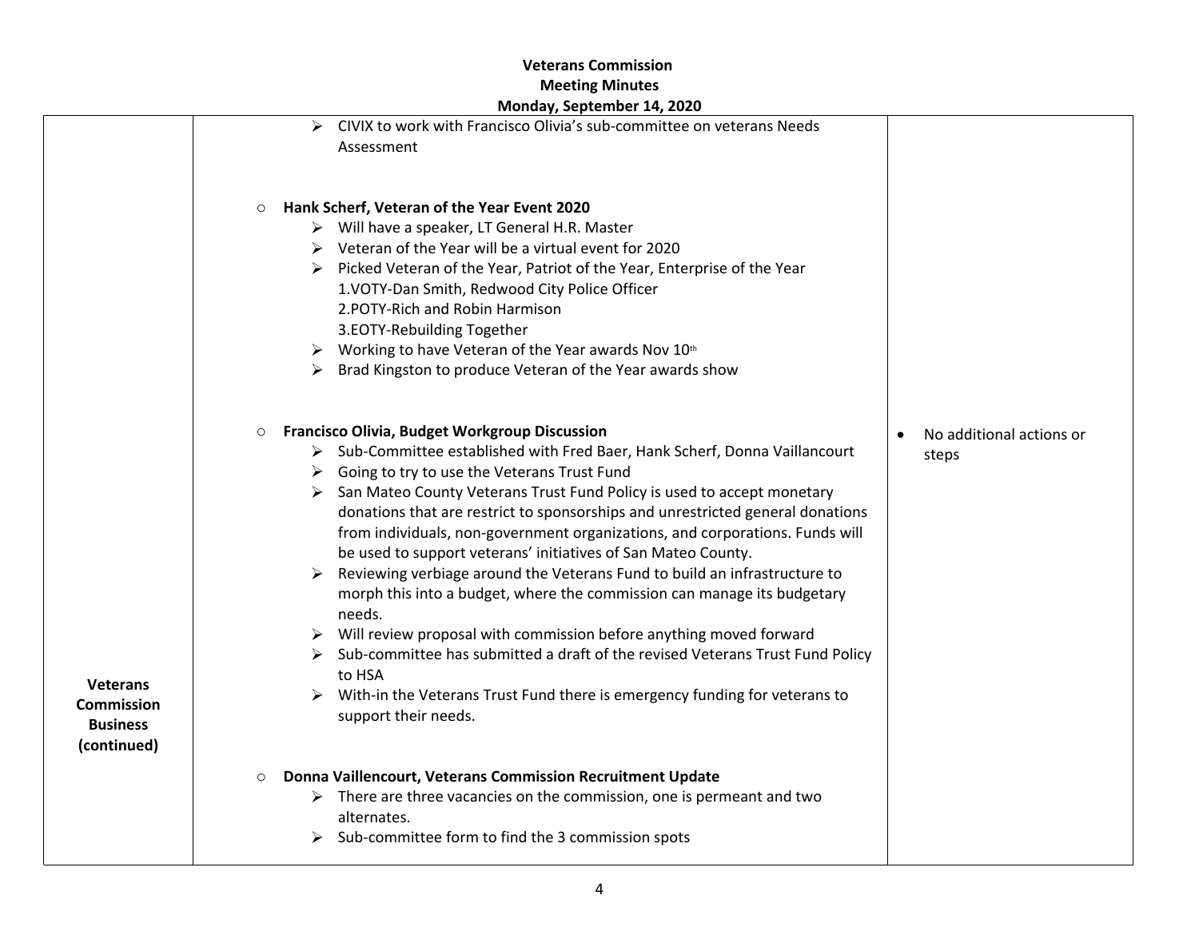**Veterans Commission**
**Meeting Minutes**
**Monday, September 14, 2020**

| | | |
|---|---|---|
| **Veterans Commission Business (continued)** | ➢ CIVIX to work with Francisco Olivia's sub-committee on veterans Needs Assessment<br><br>○ **Hank Scherf, Veteran of the Year Event 2020**<br>➢ Will have a speaker, LT General H.R. Master<br>➢ Veteran of the Year will be a virtual event for 2020<br>➢ Picked Veteran of the Year, Patriot of the Year, Enterprise of the Year<br>1.VOTY-Dan Smith, Redwood City Police Officer<br>2.POTY-Rich and Robin Harmison<br>3.EOTY-Rebuilding Together<br>➢ Working to have Veteran of the Year awards Nov 10th<br>➢ Brad Kingston to produce Veteran of the Year awards show<br><br>○ **Francisco Olivia, Budget Workgroup Discussion**<br>➢ Sub-Committee established with Fred Baer, Hank Scherf, Donna Vaillancourt<br>➢ Going to try to use the Veterans Trust Fund<br>➢ San Mateo County Veterans Trust Fund Policy is used to accept monetary donations that are restrict to sponsorships and unrestricted general donations from individuals, non-government organizations, and corporations. Funds will be used to support veterans' initiatives of San Mateo County.<br>➢ Reviewing verbiage around the Veterans Fund to build an infrastructure to morph this into a budget, where the commission can manage its budgetary needs.<br>➢ Will review proposal with commission before anything moved forward<br>➢ Sub-committee has submitted a draft of the revised Veterans Trust Fund Policy to HSA<br>➢ With-in the Veterans Trust Fund there is emergency funding for veterans to support their needs.<br><br>○ **Donna Vaillencourt, Veterans Commission Recruitment Update**<br>➢ There are three vacancies on the commission, one is permeant and two alternates.<br>➢ Sub-committee form to find the 3 commission spots | • No additional actions or steps |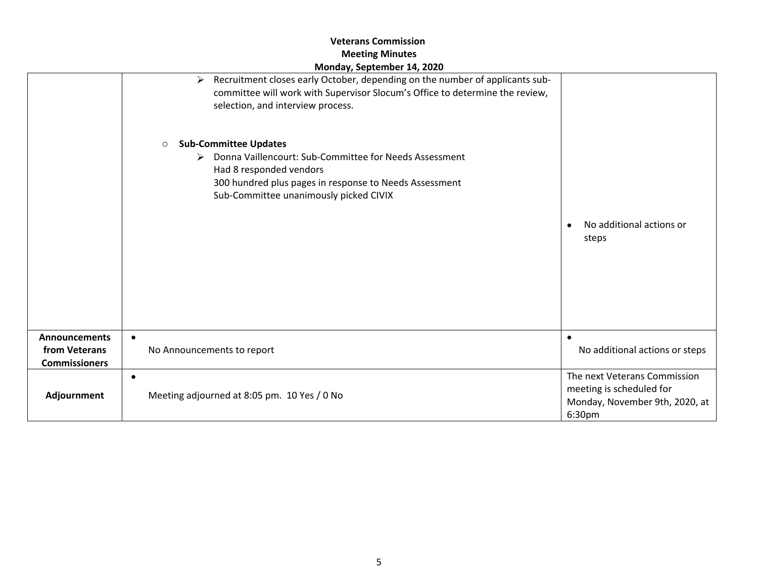| | | |
|---|---|---|
| | ➢ Recruitment closes early October, depending on the number of applicants sub-committee will work with Supervisor Slocum's Office to determine the review, selection, and interview process.<br><br>○ **Sub-Committee Updates**<br>➢ Donna Vaillencourt: Sub-Committee for Needs Assessment<br>Had 8 responded vendors<br>300 hundred plus pages in response to Needs Assessment<br>Sub-Committee unanimously picked CIVIX | • No additional actions or steps |
| **Announcements from Veterans Commissioners** | • No Announcements to report | • No additional actions or steps |
| **Adjournment** | • Meeting adjourned at 8:05 pm. 10 Yes / 0 No | The next Veterans Commission meeting is scheduled for Monday, November 9th, 2020, at 6:30pm |